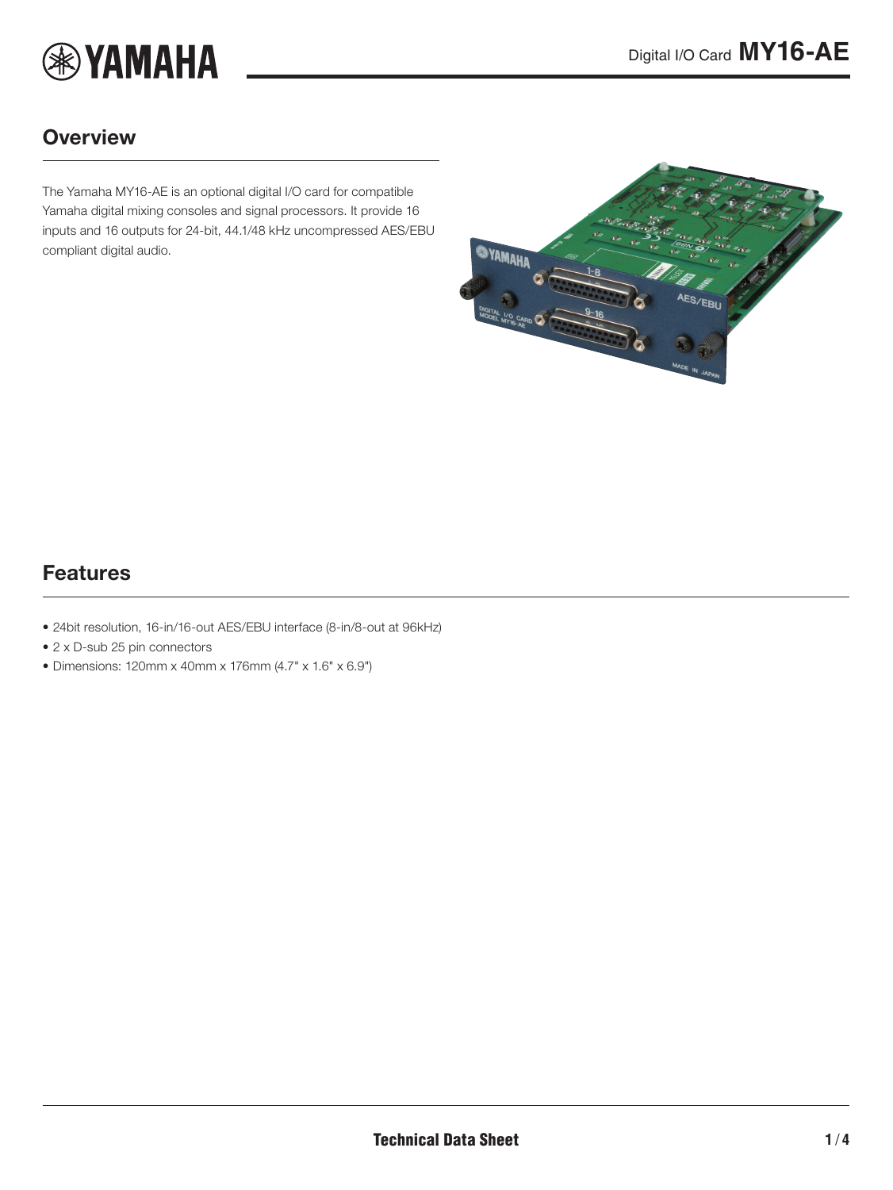# Digital I/O Card MY16-AE

## Overview

The Yamaha MY16-AE is an optional digital I/O card for compatible Yamaha digital mixing consoles and signal processors. It provide 16 inputs and 16 outputs for 24-bit, 44.1/48 kHz uncompressed AES/EBU compliant digital audio.

## Features

- 24bit resolution, 16-in/16-out AES/EBU interface (8-in/8-out at 96kHz)
- 2 x D-sub 25 pin connectors
- Dimensions: 120mm x 40mm x 176mm (4.7" x 1.6" x 6.9")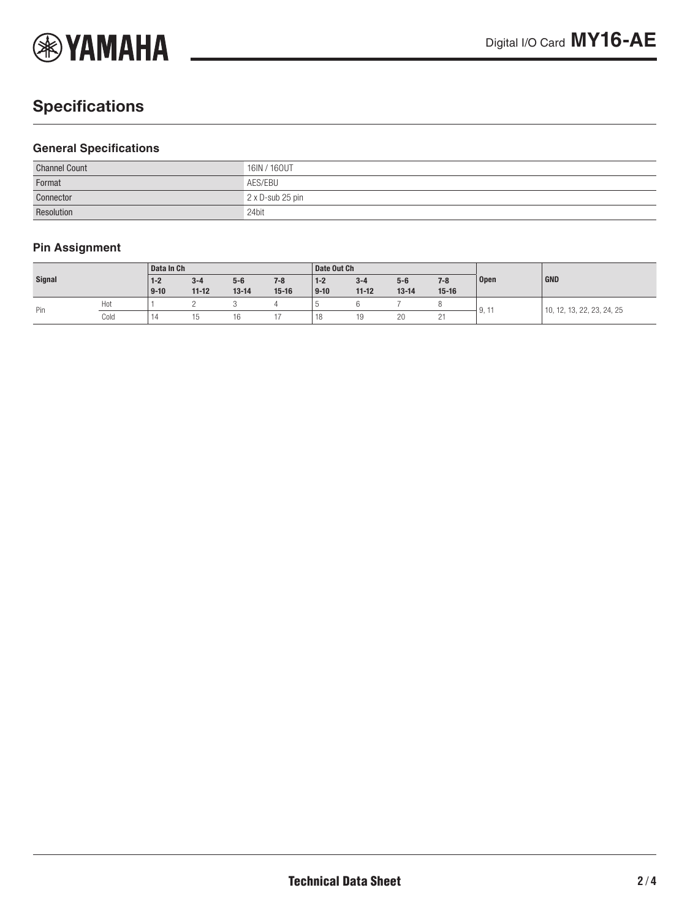## Specifications

### General Specifications

| | |
|---|---|
| Channel Count | 16IN / 16OUT |
| Format | AES/EBU |
| Connector | 2 x D-sub 25 pin |
| Resolution | 24bit |

### Pin Assignment

| Signal | | Data In Ch | | | | Date Out Ch | | | | Open | GND |
|---|---|---|---|---|---|---|---|---|---|---|---|
| | | 1-2<br>9-10 | 3-4<br>11-12 | 5-6<br>13-14 | 7-8<br>15-16 | 1-2<br>9-10 | 3-4<br>11-12 | 5-6<br>13-14 | 7-8<br>15-16 | | |
| Pin | Hot | 1 | 2 | 3 | 4 | 5 | 6 | 7 | 8 | 9, 11 | 10, 12, 13, 22, 23, 24, 25 |
| | Cold | 14 | 15 | 16 | 17 | 18 | 19 | 20 | 21 | | |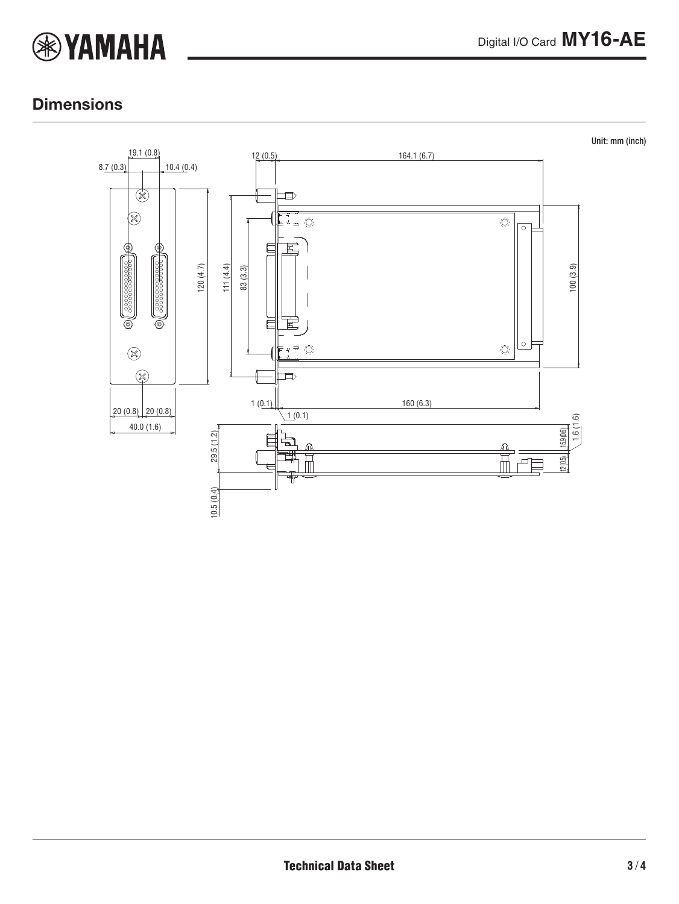## Dimensions

Unit: mm (inch)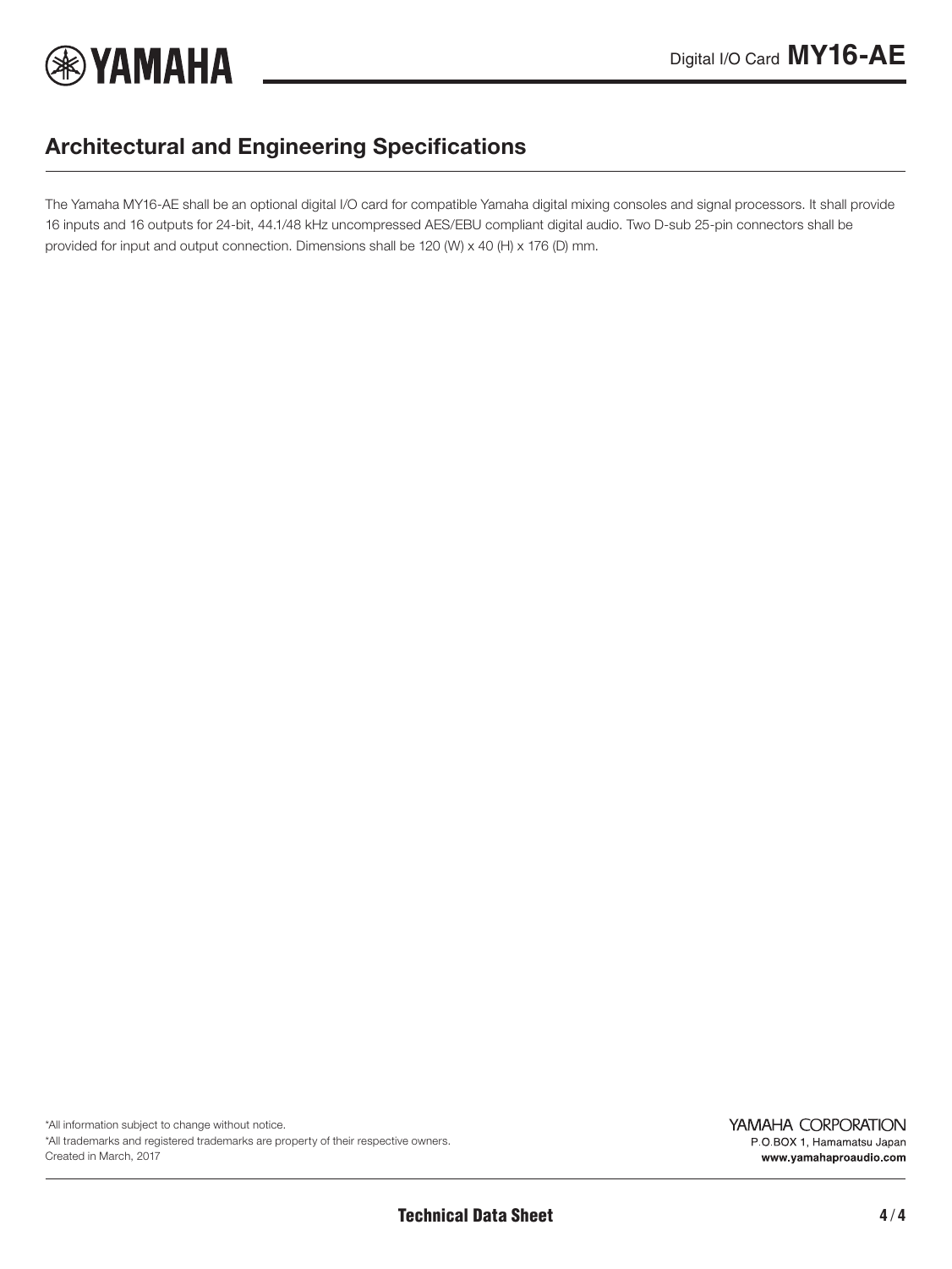## Architectural and Engineering Specifications

The Yamaha MY16-AE shall be an optional digital I/O card for compatible Yamaha digital mixing consoles and signal processors. It shall provide 16 inputs and 16 outputs for 24-bit, 44.1/48 kHz uncompressed AES/EBU compliant digital audio. Two D-sub 25-pin connectors shall be provided for input and output connection. Dimensions shall be 120 (W) x 40 (H) x 176 (D) mm.

*All information subject to change without notice.
*All trademarks and registered trademarks are property of their respective owners.
Created in March, 2017

YAMAHA CORPORATION
P.O.BOX 1, Hamamatsu Japan
**www.yamahaproaudio.com**